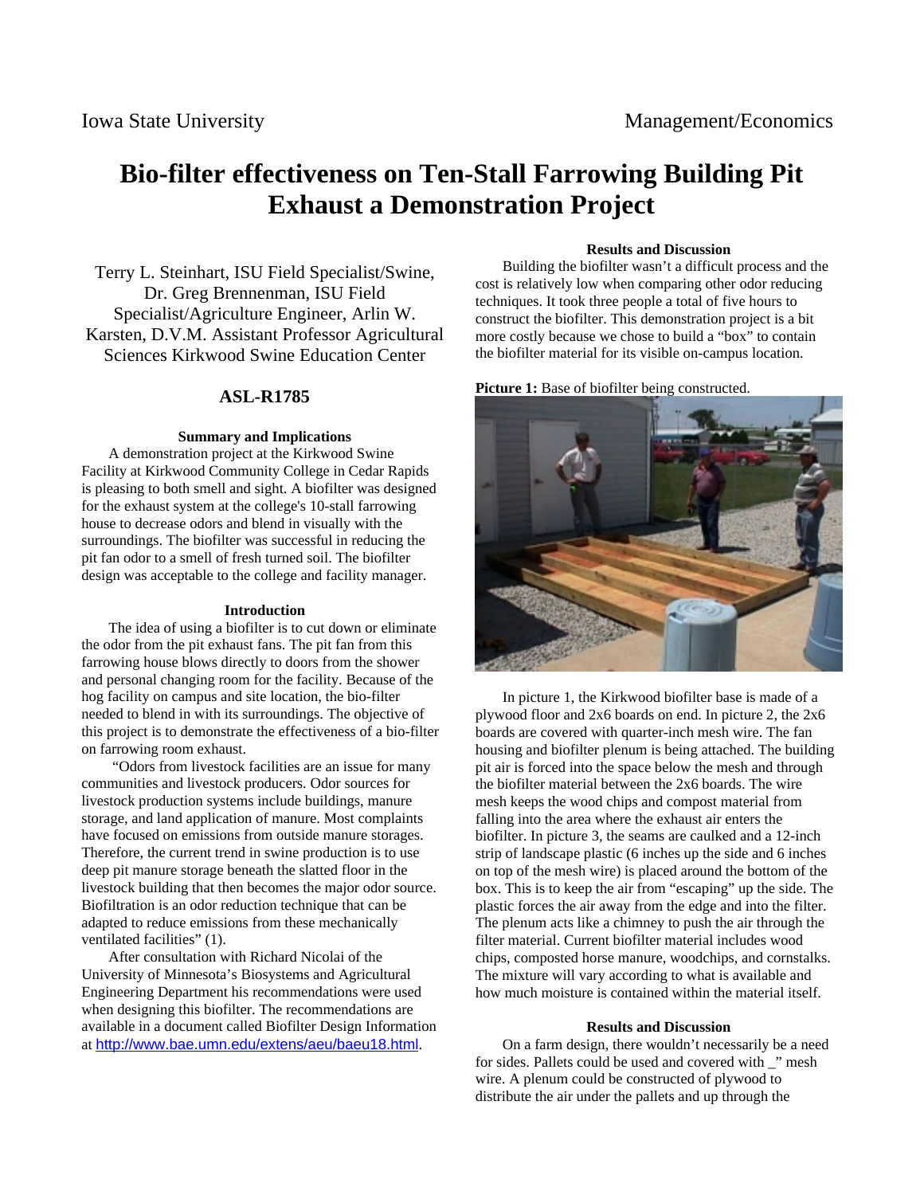Iowa State University | Management/Economics

# Bio-filter effectiveness on Ten-Stall Farrowing Building Pit Exhaust a Demonstration Project

Terry L. Steinhart, ISU Field Specialist/Swine, Dr. Greg Brennenman, ISU Field Specialist/Agriculture Engineer, Arlin W. Karsten, D.V.M. Assistant Professor Agricultural Sciences Kirkwood Swine Education Center

## ASL-R1785

### Summary and Implications

A demonstration project at the Kirkwood Swine Facility at Kirkwood Community College in Cedar Rapids is pleasing to both smell and sight. A biofilter was designed for the exhaust system at the college's 10-stall farrowing house to decrease odors and blend in visually with the surroundings. The biofilter was successful in reducing the pit fan odor to a smell of fresh turned soil. The biofilter design was acceptable to the college and facility manager.

### Introduction

The idea of using a biofilter is to cut down or eliminate the odor from the pit exhaust fans. The pit fan from this farrowing house blows directly to doors from the shower and personal changing room for the facility. Because of the hog facility on campus and site location, the bio-filter needed to blend in with its surroundings. The objective of this project is to demonstrate the effectiveness of a bio-filter on farrowing room exhaust.

"Odors from livestock facilities are an issue for many communities and livestock producers. Odor sources for livestock production systems include buildings, manure storage, and land application of manure. Most complaints have focused on emissions from outside manure storages. Therefore, the current trend in swine production is to use deep pit manure storage beneath the slatted floor in the livestock building that then becomes the major odor source. Biofiltration is an odor reduction technique that can be adapted to reduce emissions from these mechanically ventilated facilities" (1).

After consultation with Richard Nicolai of the University of Minnesota's Biosystems and Agricultural Engineering Department his recommendations were used when designing this biofilter. The recommendations are available in a document called Biofilter Design Information at http://www.bae.umn.edu/extens/aeu/baeu18.html.

### Results and Discussion

Building the biofilter wasn't a difficult process and the cost is relatively low when comparing other odor reducing techniques. It took three people a total of five hours to construct the biofilter. This demonstration project is a bit more costly because we chose to build a "box" to contain the biofilter material for its visible on-campus location.

**Picture 1:** Base of biofilter being constructed.

In picture 1, the Kirkwood biofilter base is made of a plywood floor and 2x6 boards on end. In picture 2, the 2x6 boards are covered with quarter-inch mesh wire. The fan housing and biofilter plenum is being attached. The building pit air is forced into the space below the mesh and through the biofilter material between the 2x6 boards. The wire mesh keeps the wood chips and compost material from falling into the area where the exhaust air enters the biofilter. In picture 3, the seams are caulked and a 12-inch strip of landscape plastic (6 inches up the side and 6 inches on top of the mesh wire) is placed around the bottom of the box. This is to keep the air from "escaping" up the side. The plastic forces the air away from the edge and into the filter. The plenum acts like a chimney to push the air through the filter material. Current biofilter material includes wood chips, composted horse manure, woodchips, and cornstalks. The mixture will vary according to what is available and how much moisture is contained within the material itself.

### Results and Discussion

On a farm design, there wouldn't necessarily be a need for sides. Pallets could be used and covered with _" mesh wire. A plenum could be constructed of plywood to distribute the air under the pallets and up through the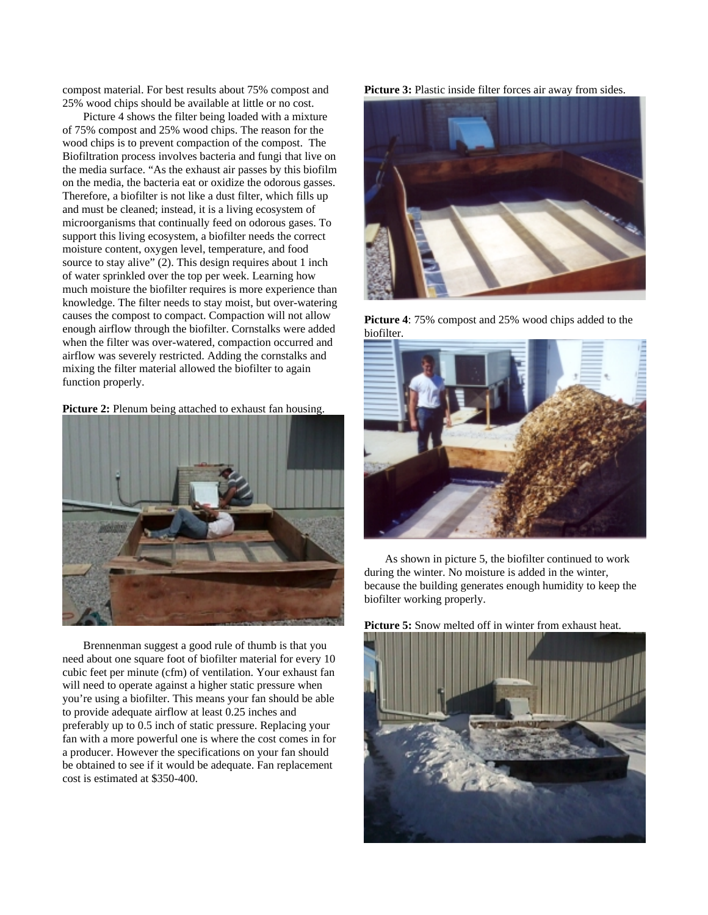compost material. For best results about 75% compost and 25% wood chips should be available at little or no cost.

Picture 4 shows the filter being loaded with a mixture of 75% compost and 25% wood chips. The reason for the wood chips is to prevent compaction of the compost. The Biofiltration process involves bacteria and fungi that live on the media surface. "As the exhaust air passes by this biofilm on the media, the bacteria eat or oxidize the odorous gasses. Therefore, a biofilter is not like a dust filter, which fills up and must be cleaned; instead, it is a living ecosystem of microorganisms that continually feed on odorous gases. To support this living ecosystem, a biofilter needs the correct moisture content, oxygen level, temperature, and food source to stay alive" (2). This design requires about 1 inch of water sprinkled over the top per week. Learning how much moisture the biofilter requires is more experience than knowledge. The filter needs to stay moist, but over-watering causes the compost to compact. Compaction will not allow enough airflow through the biofilter. Cornstalks were added when the filter was over-watered, compaction occurred and airflow was severely restricted. Adding the cornstalks and mixing the filter material allowed the biofilter to again function properly.

**Picture 2:** Plenum being attached to exhaust fan housing.

Brennenman suggest a good rule of thumb is that you need about one square foot of biofilter material for every 10 cubic feet per minute (cfm) of ventilation. Your exhaust fan will need to operate against a higher static pressure when you're using a biofilter. This means your fan should be able to provide adequate airflow at least 0.25 inches and preferably up to 0.5 inch of static pressure. Replacing your fan with a more powerful one is where the cost comes in for a producer. However the specifications on your fan should be obtained to see if it would be adequate. Fan replacement cost is estimated at $350-400.

**Picture 3:** Plastic inside filter forces air away from sides.

**Picture 4**: 75% compost and 25% wood chips added to the biofilter.

As shown in picture 5, the biofilter continued to work during the winter. No moisture is added in the winter, because the building generates enough humidity to keep the biofilter working properly.

**Picture 5:** Snow melted off in winter from exhaust heat.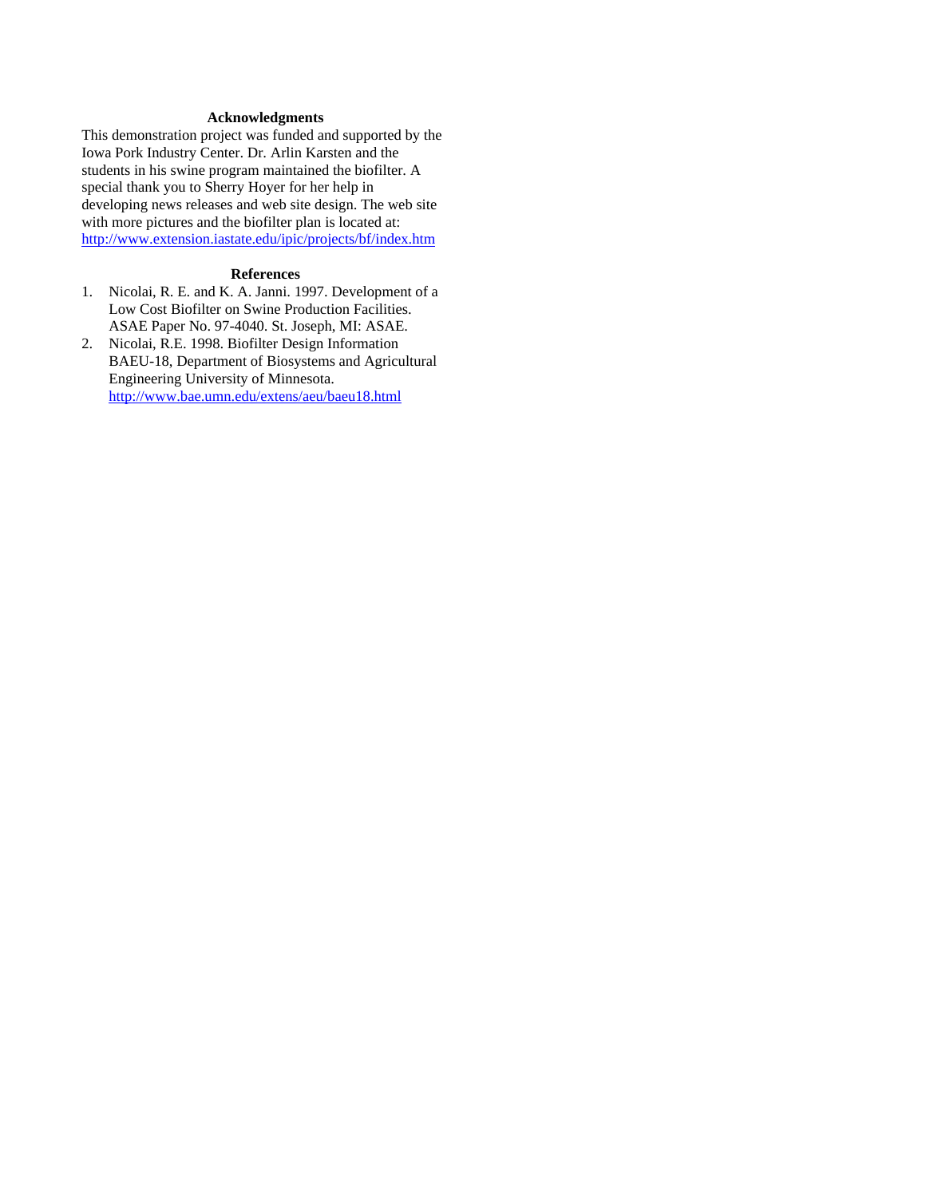## Acknowledgments

This demonstration project was funded and supported by the Iowa Pork Industry Center. Dr. Arlin Karsten and the students in his swine program maintained the biofilter. A special thank you to Sherry Hoyer for her help in developing news releases and web site design. The web site with more pictures and the biofilter plan is located at: http://www.extension.iastate.edu/ipic/projects/bf/index.htm

## References

1. Nicolai, R. E. and K. A. Janni. 1997. Development of a Low Cost Biofilter on Swine Production Facilities. ASAE Paper No. 97-4040. St. Joseph, MI: ASAE.
2. Nicolai, R.E. 1998. Biofilter Design Information BAEU-18, Department of Biosystems and Agricultural Engineering University of Minnesota. http://www.bae.umn.edu/extens/aeu/baeu18.html